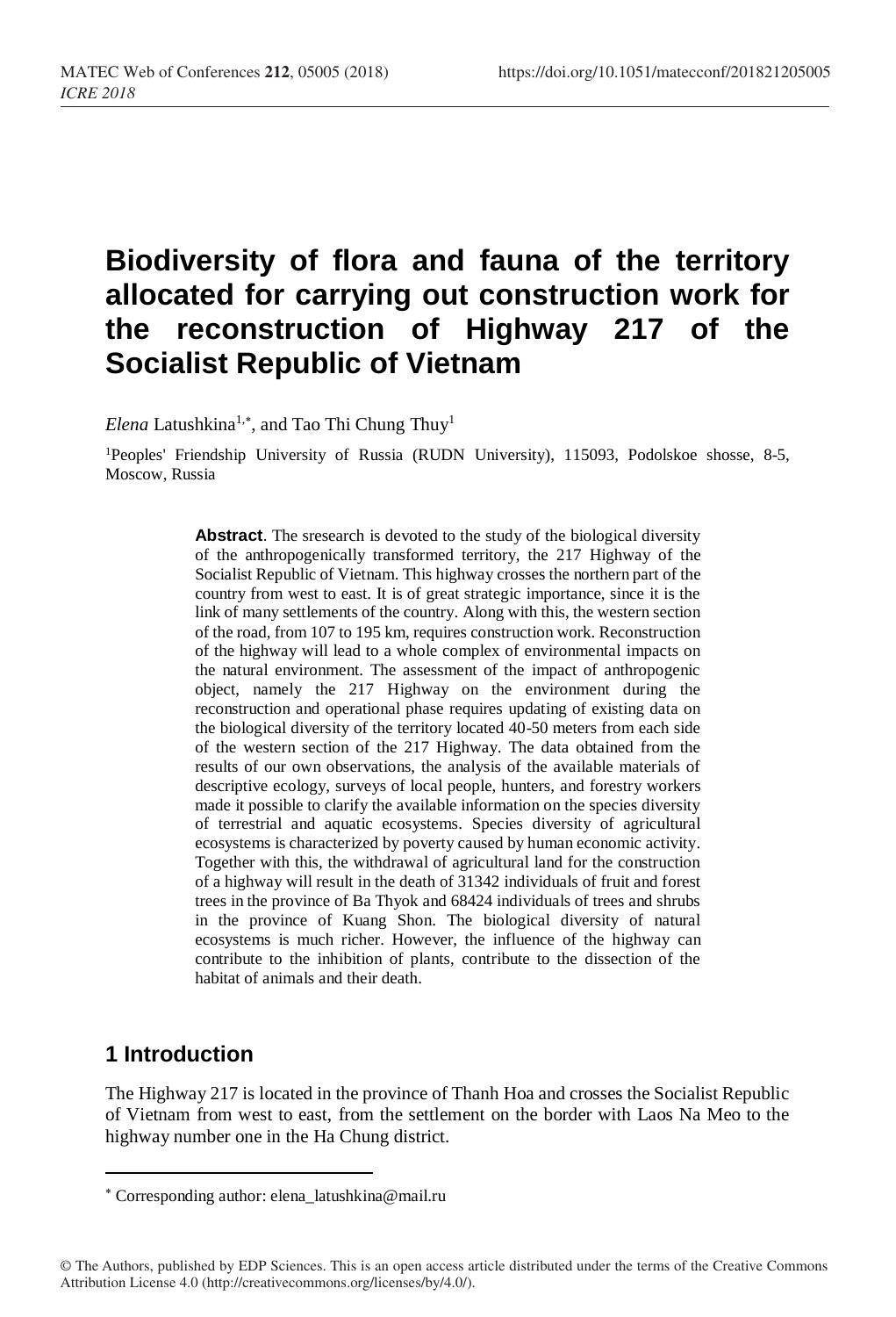# Biodiversity of flora and fauna of the territory allocated for carrying out construction work for the reconstruction of Highway 217 of the Socialist Republic of Vietnam

*Elena* Latushkina[1,*], and Tao Thi Chung Thuy[1]

[1]Peoples' Friendship University of Russia (RUDN University), 115093, Podolskoe shosse, 8-5, Moscow, Russia

**Abstract**. The sresearch is devoted to the study of the biological diversity of the anthropogenically transformed territory, the 217 Highway of the Socialist Republic of Vietnam. This highway crosses the northern part of the country from west to east. It is of great strategic importance, since it is the link of many settlements of the country. Along with this, the western section of the road, from 107 to 195 km, requires construction work. Reconstruction of the highway will lead to a whole complex of environmental impacts on the natural environment. The assessment of the impact of anthropogenic object, namely the 217 Highway on the environment during the reconstruction and operational phase requires updating of existing data on the biological diversity of the territory located 40-50 meters from each side of the western section of the 217 Highway. The data obtained from the results of our own observations, the analysis of the available materials of descriptive ecology, surveys of local people, hunters, and forestry workers made it possible to clarify the available information on the species diversity of terrestrial and aquatic ecosystems. Species diversity of agricultural ecosystems is characterized by poverty caused by human economic activity. Together with this, the withdrawal of agricultural land for the construction of a highway will result in the death of 31342 individuals of fruit and forest trees in the province of Ba Thyok and 68424 individuals of trees and shrubs in the province of Kuang Shon. The biological diversity of natural ecosystems is much richer. However, the influence of the highway can contribute to the inhibition of plants, contribute to the dissection of the habitat of animals and their death.

## 1 Introduction

The Highway 217 is located in the province of Thanh Hoa and crosses the Socialist Republic of Vietnam from west to east, from the settlement on the border with Laos Na Meo to the highway number one in the Ha Chung district.

[*] Corresponding author: elena_latushkina@mail.ru

© The Authors, published by EDP Sciences. This is an open access article distributed under the terms of the Creative Commons Attribution License 4.0 (http://creativecommons.org/licenses/by/4.0/).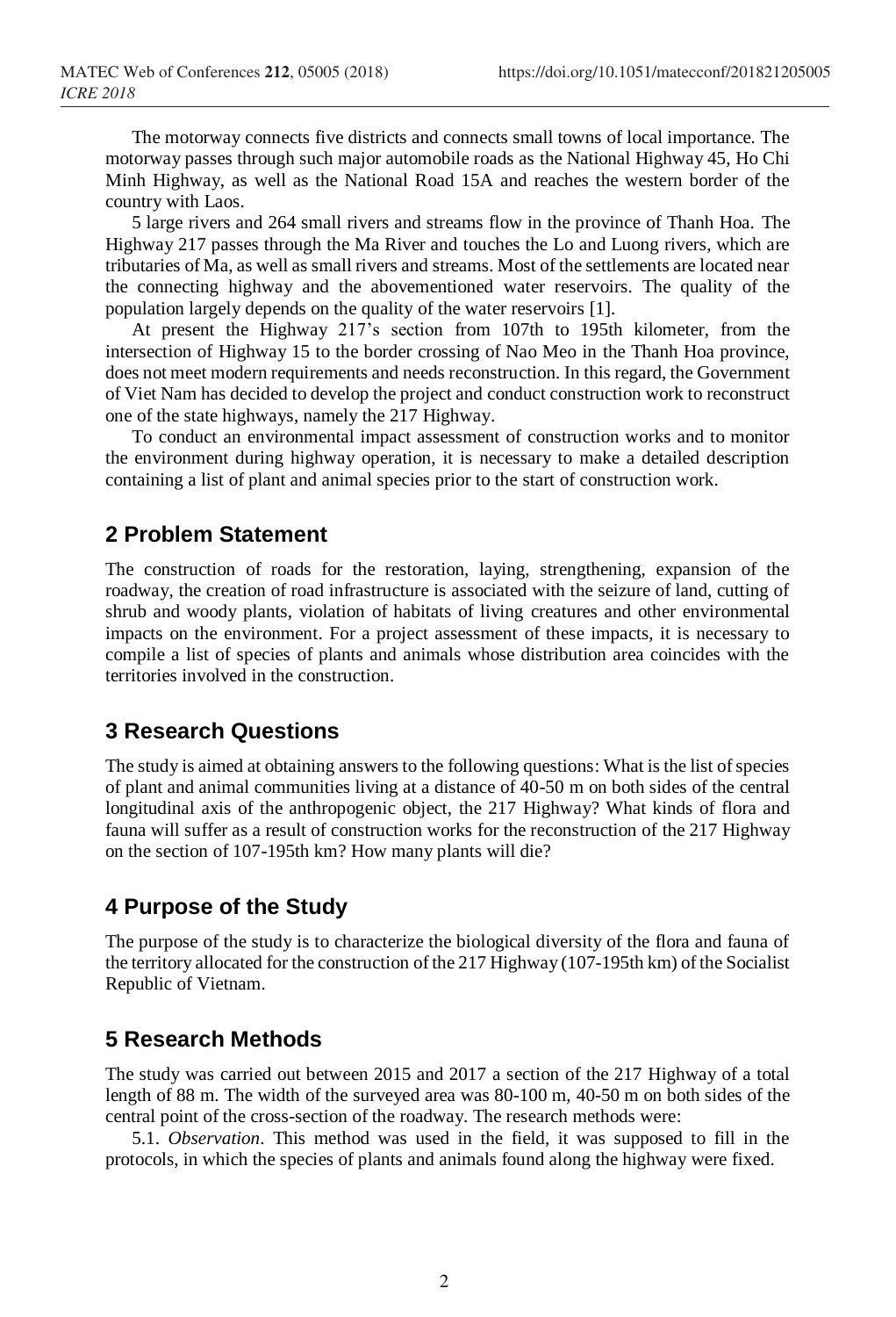The motorway connects five districts and connects small towns of local importance. The motorway passes through such major automobile roads as the National Highway 45, Ho Chi Minh Highway, as well as the National Road 15A and reaches the western border of the country with Laos.

5 large rivers and 264 small rivers and streams flow in the province of Thanh Hoa. The Highway 217 passes through the Ma River and touches the Lo and Luong rivers, which are tributaries of Ma, as well as small rivers and streams. Most of the settlements are located near the connecting highway and the abovementioned water reservoirs. The quality of the population largely depends on the quality of the water reservoirs [1].

At present the Highway 217's section from 107th to 195th kilometer, from the intersection of Highway 15 to the border crossing of Nao Meo in the Thanh Hoa province, does not meet modern requirements and needs reconstruction. In this regard, the Government of Viet Nam has decided to develop the project and conduct construction work to reconstruct one of the state highways, namely the 217 Highway.

To conduct an environmental impact assessment of construction works and to monitor the environment during highway operation, it is necessary to make a detailed description containing a list of plant and animal species prior to the start of construction work.

## 2 Problem Statement

The construction of roads for the restoration, laying, strengthening, expansion of the roadway, the creation of road infrastructure is associated with the seizure of land, cutting of shrub and woody plants, violation of habitats of living creatures and other environmental impacts on the environment. For a project assessment of these impacts, it is necessary to compile a list of species of plants and animals whose distribution area coincides with the territories involved in the construction.

## 3 Research Questions

The study is aimed at obtaining answers to the following questions: What is the list of species of plant and animal communities living at a distance of 40-50 m on both sides of the central longitudinal axis of the anthropogenic object, the 217 Highway? What kinds of flora and fauna will suffer as a result of construction works for the reconstruction of the 217 Highway on the section of 107-195th km? How many plants will die?

## 4 Purpose of the Study

The purpose of the study is to characterize the biological diversity of the flora and fauna of the territory allocated for the construction of the 217 Highway (107-195th km) of the Socialist Republic of Vietnam.

## 5 Research Methods

The study was carried out between 2015 and 2017 a section of the 217 Highway of a total length of 88 m. The width of the surveyed area was 80-100 m, 40-50 m on both sides of the central point of the cross-section of the roadway. The research methods were:

5.1. *Observation*. This method was used in the field, it was supposed to fill in the protocols, in which the species of plants and animals found along the highway were fixed.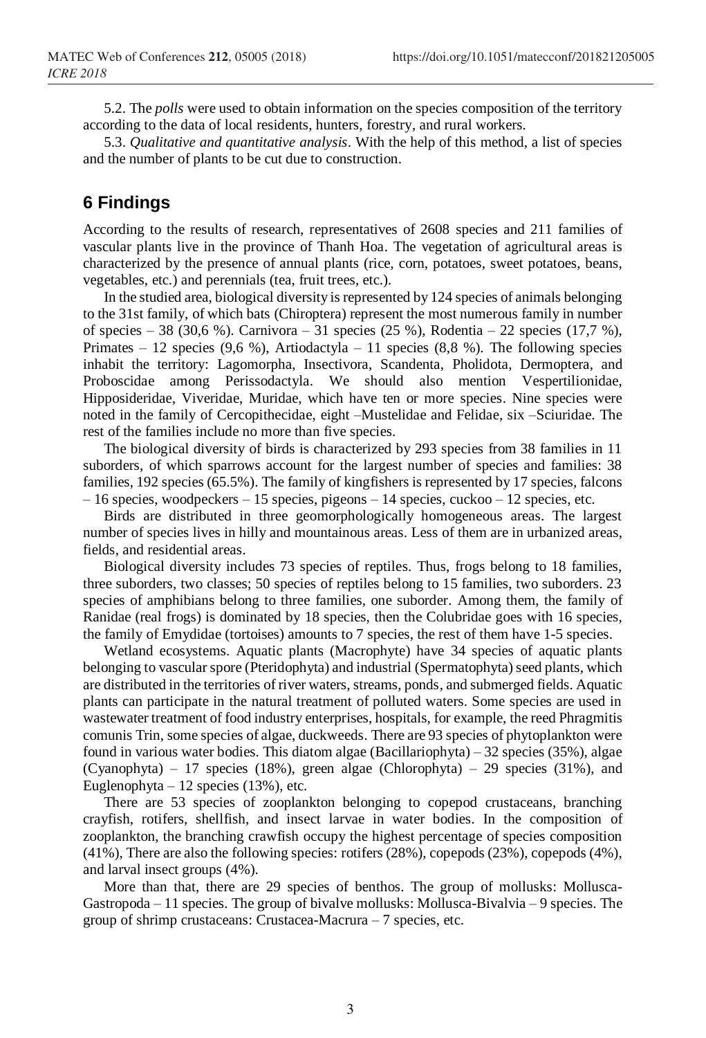5.2. The *polls* were used to obtain information on the species composition of the territory according to the data of local residents, hunters, forestry, and rural workers.

5.3. *Qualitative and quantitative analysis*. With the help of this method, a list of species and the number of plants to be cut due to construction.

## 6 Findings

According to the results of research, representatives of 2608 species and 211 families of vascular plants live in the province of Thanh Hoa. The vegetation of agricultural areas is characterized by the presence of annual plants (rice, corn, potatoes, sweet potatoes, beans, vegetables, etc.) and perennials (tea, fruit trees, etc.).

In the studied area, biological diversity is represented by 124 species of animals belonging to the 31st family, of which bats (Chiroptera) represent the most numerous family in number of species – 38 (30,6 %). Carnivora – 31 species (25 %), Rodentia – 22 species (17,7 %), Primates – 12 species (9,6 %), Artiodactyla – 11 species (8,8 %). The following species inhabit the territory: Lagomorpha, Insectivora, Scandenta, Pholidota, Dermoptera, and Proboscidae among Perissodactyla. We should also mention Vespertilionidae, Hipposideridae, Viveridae, Muridae, which have ten or more species. Nine species were noted in the family of Cercopithecidae, eight –Mustelidae and Felidae, six –Sciuridae. The rest of the families include no more than five species.

The biological diversity of birds is characterized by 293 species from 38 families in 11 suborders, of which sparrows account for the largest number of species and families: 38 families, 192 species (65.5%). The family of kingfishers is represented by 17 species, falcons – 16 species, woodpeckers – 15 species, pigeons – 14 species, cuckoo – 12 species, etc.

Birds are distributed in three geomorphologically homogeneous areas. The largest number of species lives in hilly and mountainous areas. Less of them are in urbanized areas, fields, and residential areas.

Biological diversity includes 73 species of reptiles. Thus, frogs belong to 18 families, three suborders, two classes; 50 species of reptiles belong to 15 families, two suborders. 23 species of amphibians belong to three families, one suborder. Among them, the family of Ranidae (real frogs) is dominated by 18 species, then the Colubridae goes with 16 species, the family of Emydidae (tortoises) amounts to 7 species, the rest of them have 1-5 species.

Wetland ecosystems. Aquatic plants (Macrophyte) have 34 species of aquatic plants belonging to vascular spore (Pteridophyta) and industrial (Spermatophyta) seed plants, which are distributed in the territories of river waters, streams, ponds, and submerged fields. Aquatic plants can participate in the natural treatment of polluted waters. Some species are used in wastewater treatment of food industry enterprises, hospitals, for example, the reed Phragmitis comunis Trin, some species of algae, duckweeds. There are 93 species of phytoplankton were found in various water bodies. This diatom algae (Bacillariophyta) – 32 species (35%), algae (Cyanophyta) – 17 species (18%), green algae (Chlorophyta) – 29 species (31%), and Euglenophyta – 12 species (13%), etc.

There are 53 species of zooplankton belonging to copepod crustaceans, branching crayfish, rotifers, shellfish, and insect larvae in water bodies. In the composition of zooplankton, the branching crawfish occupy the highest percentage of species composition (41%), There are also the following species: rotifers (28%), copepods (23%), copepods (4%), and larval insect groups (4%).

More than that, there are 29 species of benthos. The group of mollusks: Mollusca-Gastropoda – 11 species. The group of bivalve mollusks: Mollusca-Bivalvia – 9 species. The group of shrimp crustaceans: Crustacea-Macrura – 7 species, etc.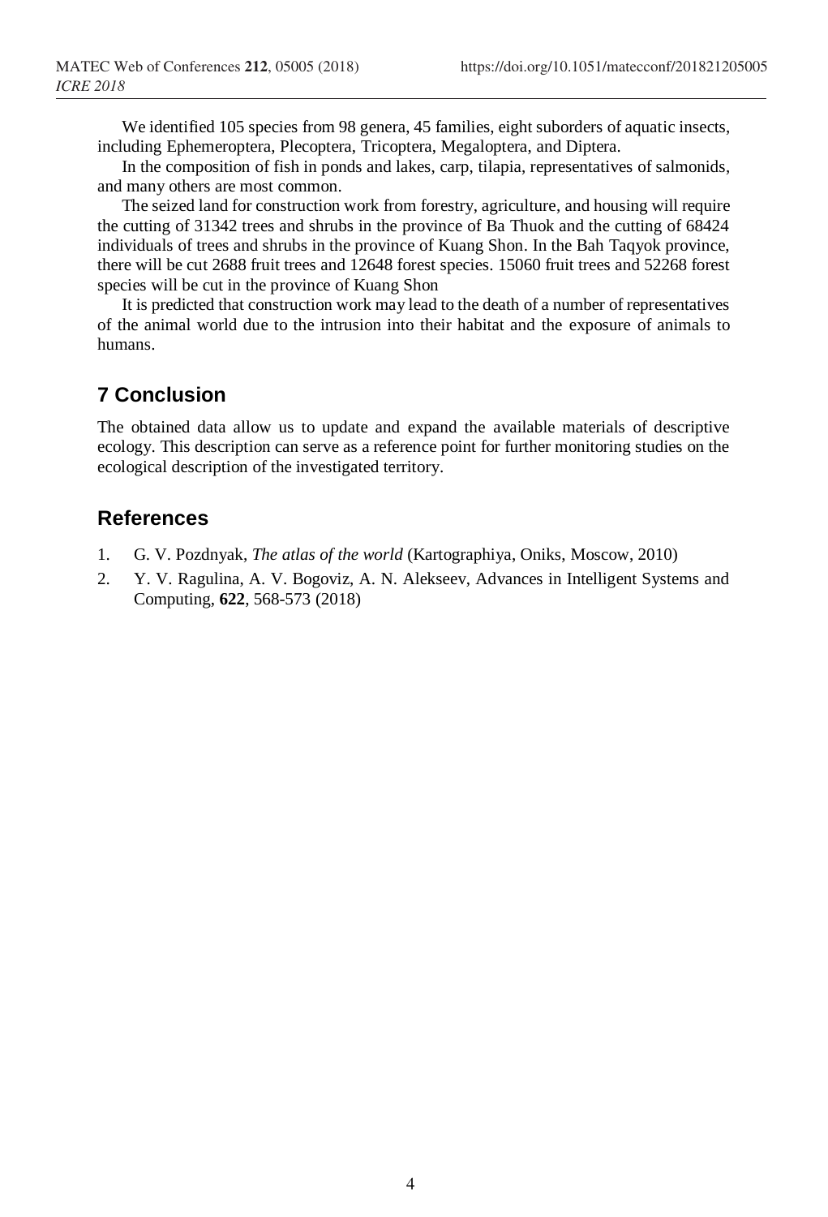We identified 105 species from 98 genera, 45 families, eight suborders of aquatic insects, including Ephemeroptera, Plecoptera, Tricoptera, Megaloptera, and Diptera.

In the composition of fish in ponds and lakes, carp, tilapia, representatives of salmonids, and many others are most common.

The seized land for construction work from forestry, agriculture, and housing will require the cutting of 31342 trees and shrubs in the province of Ba Thuok and the cutting of 68424 individuals of trees and shrubs in the province of Kuang Shon. In the Bah Taqyok province, there will be cut 2688 fruit trees and 12648 forest species. 15060 fruit trees and 52268 forest species will be cut in the province of Kuang Shon

It is predicted that construction work may lead to the death of a number of representatives of the animal world due to the intrusion into their habitat and the exposure of animals to humans.

## 7 Conclusion

The obtained data allow us to update and expand the available materials of descriptive ecology. This description can serve as a reference point for further monitoring studies on the ecological description of the investigated territory.

## References

1. G. V. Pozdnyak, *The atlas of the world* (Kartographiya, Oniks, Moscow, 2010)
2. Y. V. Ragulina, A. V. Bogoviz, A. N. Alekseev, Advances in Intelligent Systems and Computing, **622**, 568-573 (2018)